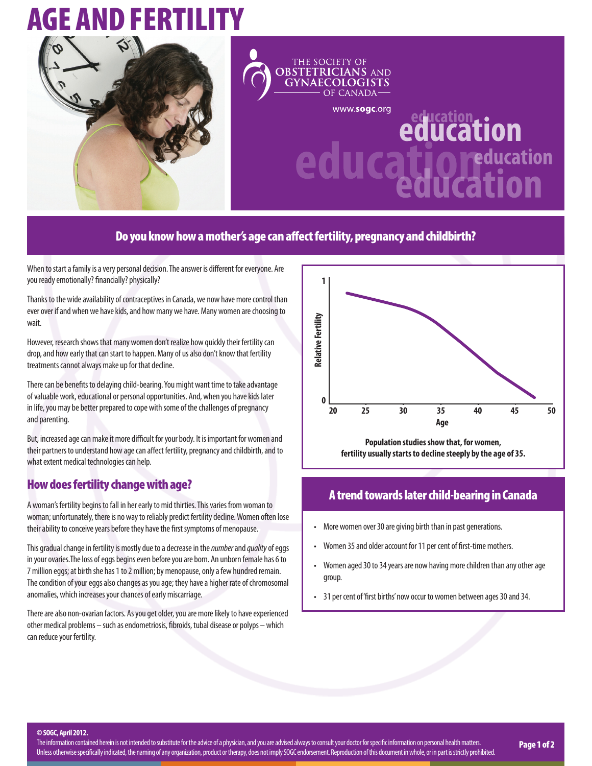# AGE AND FERTILITY

THE SOCIETY OF OBSTETRICIANS AND GYNAECOLOGISTS OF CANADA

www.sogc.org

education

## Do you know how a mother's age can affect fertility, pregnancy and childbirth?

When to start a family is a very personal decision. The answer is different for everyone. Are you ready emotionally? financially? physically?

Thanks to the wide availability of contraceptives in Canada, we now have more control than ever over if and when we have kids, and how many we have. Many women are choosing to wait.

However, research shows that many women don't realize how quickly their fertility can drop, and how early that can start to happen. Many of us also don't know that fertility treatments cannot always make up for that decline.

There can be benefits to delaying child-bearing. You might want time to take advantage of valuable work, educational or personal opportunities. And, when you have kids later in life, you may be better prepared to cope with some of the challenges of pregnancy and parenting.

But, increased age can make it more difficult for your body. It is important for women and their partners to understand how age can affect fertility, pregnancy and childbirth, and to what extent medical technologies can help.

## How does fertility change with age?

A woman's fertility begins to fall in her early to mid thirties. This varies from woman to woman; unfortunately, there is no way to reliably predict fertility decline. Women often lose their ability to conceive years before they have the first symptoms of menopause.

This gradual change in fertility is mostly due to a decrease in the *number* and *quality* of eggs in your ovaries. The loss of eggs begins even before you are born. An unborn female has 6 to 7 million eggs; at birth she has 1 to 2 million; by menopause, only a few hundred remain. The condition of your eggs also changes as you age; they have a higher rate of chromosomal anomalies, which increases your chances of early miscarriage.

There are also non-ovarian factors. As you get older, you are more likely to have experienced other medical problems – such as endometriosis, fibroids, tubal disease or polyps – which can reduce your fertility.

**Population studies show that, for women, fertility usually starts to decline steeply by the age of 35.**

## A trend towards later child-bearing in Canada

- More women over 30 are giving birth than in past generations.
- Women 35 and older account for 11 per cent of first-time mothers.
- Women aged 30 to 34 years are now having more children than any other age group.
- 31 per cent of 'first births' now occur to women between ages 30 and 34.

**© SOGC, April 2012.**

The information contained herein is not intended to substitute for the advice of a physician, and you are advised always to consult your doctor for specific information on personal health matters. Unless otherwise specifically indicated, the naming of any organization, product or therapy, does not imply SOGC endorsement. Reproduction of this document in whole, or in part is strictly prohibited.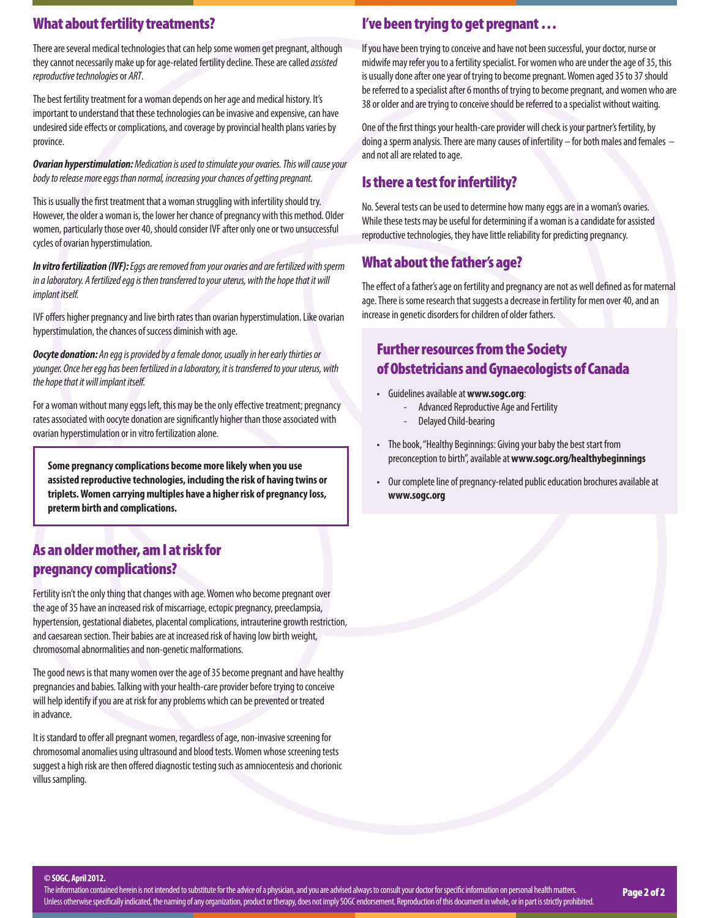## What about fertility treatments?

There are several medical technologies that can help some women get pregnant, although they cannot necessarily make up for age-related fertility decline. These are called *assisted reproductive technologies* or *ART*.

The best fertility treatment for a woman depends on her age and medical history. It's important to understand that these technologies can be invasive and expensive, can have undesired side effects or complications, and coverage by provincial health plans varies by province.

***Ovarian hyperstimulation:*** *Medication is used to stimulate your ovaries. This will cause your body to release more eggs than normal, increasing your chances of getting pregnant.*

This is usually the first treatment that a woman struggling with infertility should try. However, the older a woman is, the lower her chance of pregnancy with this method. Older women, particularly those over 40, should consider IVF after only one or two unsuccessful cycles of ovarian hyperstimulation.

***In vitro fertilization (IVF):*** *Eggs are removed from your ovaries and are fertilized with sperm in a laboratory. A fertilized egg is then transferred to your uterus, with the hope that it will implant itself.*

IVF offers higher pregnancy and live birth rates than ovarian hyperstimulation. Like ovarian hyperstimulation, the chances of success diminish with age.

***Oocyte donation:*** *An egg is provided by a female donor, usually in her early thirties or younger. Once her egg has been fertilized in a laboratory, it is transferred to your uterus, with the hope that it will implant itself.*

For a woman without many eggs left, this may be the only effective treatment; pregnancy rates associated with oocyte donation are significantly higher than those associated with ovarian hyperstimulation or in vitro fertilization alone.

**Some pregnancy complications become more likely when you use assisted reproductive technologies, including the risk of having twins or triplets. Women carrying multiples have a higher risk of pregnancy loss, preterm birth and complications.**

## As an older mother, am I at risk for pregnancy complications?

Fertility isn't the only thing that changes with age. Women who become pregnant over the age of 35 have an increased risk of miscarriage, ectopic pregnancy, preeclampsia, hypertension, gestational diabetes, placental complications, intrauterine growth restriction, and caesarean section. Their babies are at increased risk of having low birth weight, chromosomal abnormalities and non-genetic malformations.

The good news is that many women over the age of 35 become pregnant and have healthy pregnancies and babies. Talking with your health-care provider before trying to conceive will help identify if you are at risk for any problems which can be prevented or treated in advance.

It is standard to offer all pregnant women, regardless of age, non-invasive screening for chromosomal anomalies using ultrasound and blood tests. Women whose screening tests suggest a high risk are then offered diagnostic testing such as amniocentesis and chorionic villus sampling.

## I've been trying to get pregnant . . .

If you have been trying to conceive and have not been successful, your doctor, nurse or midwife may refer you to a fertility specialist. For women who are under the age of 35, this is usually done after one year of trying to become pregnant. Women aged 35 to 37 should be referred to a specialist after 6 months of trying to become pregnant, and women who are 38 or older and are trying to conceive should be referred to a specialist without waiting.

One of the first things your health-care provider will check is your partner's fertility, by doing a sperm analysis. There are many causes of infertility – for both males and females – and not all are related to age.

## Is there a test for infertility?

No. Several tests can be used to determine how many eggs are in a woman's ovaries. While these tests may be useful for determining if a woman is a candidate for assisted reproductive technologies, they have little reliability for predicting pregnancy.

## What about the father's age?

The effect of a father's age on fertility and pregnancy are not as well defined as for maternal age. There is some research that suggests a decrease in fertility for men over 40, and an increase in genetic disorders for children of older fathers.

## Further resources from the Society of Obstetricians and Gynaecologists of Canada

- Guidelines available at **www.sogc.org**:
  - Advanced Reproductive Age and Fertility
  - Delayed Child-bearing
- The book, "Healthy Beginnings: Giving your baby the best start from preconception to birth", available at **www.sogc.org/healthybeginnings**
- Our complete line of pregnancy-related public education brochures available at **www.sogc.org**

**© SOGC, April 2012.**

The information contained herein is not intended to substitute for the advice of a physician, and you are advised always to consult your doctor for specific information on personal health matters. Unless otherwise specifically indicated, the naming of any organization, product or therapy, does not imply SOGC endorsement. Reproduction of this document in whole, or in part is strictly prohibited.